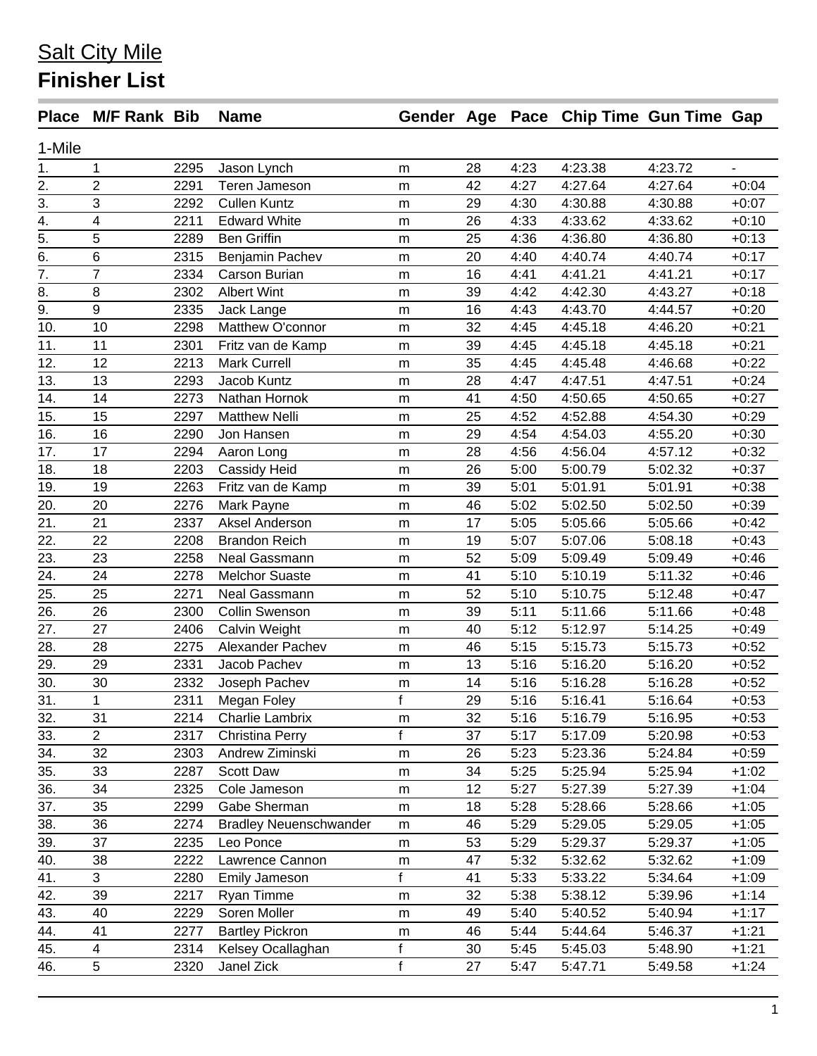# Salt City Mile

## Finisher List

| Place | M/F Rank | Bib | Name | Gender | Age | Pace | Chip Time | Gun Time | Gap |
|---|---|---|---|---|---|---|---|---|---|
| 1-Mile | | | | | | | | | |
| 1. | 1 | 2295 | Jason Lynch | m | 28 | 4:23 | 4:23.38 | 4:23.72 | - |
| 2. | 2 | 2291 | Teren Jameson | m | 42 | 4:27 | 4:27.64 | 4:27.64 | +0:04 |
| 3. | 3 | 2292 | Cullen Kuntz | m | 29 | 4:30 | 4:30.88 | 4:30.88 | +0:07 |
| 4. | 4 | 2211 | Edward White | m | 26 | 4:33 | 4:33.62 | 4:33.62 | +0:10 |
| 5. | 5 | 2289 | Ben Griffin | m | 25 | 4:36 | 4:36.80 | 4:36.80 | +0:13 |
| 6. | 6 | 2315 | Benjamin Pachev | m | 20 | 4:40 | 4:40.74 | 4:40.74 | +0:17 |
| 7. | 7 | 2334 | Carson Burian | m | 16 | 4:41 | 4:41.21 | 4:41.21 | +0:17 |
| 8. | 8 | 2302 | Albert Wint | m | 39 | 4:42 | 4:42.30 | 4:43.27 | +0:18 |
| 9. | 9 | 2335 | Jack Lange | m | 16 | 4:43 | 4:43.70 | 4:44.57 | +0:20 |
| 10. | 10 | 2298 | Matthew O'connor | m | 32 | 4:45 | 4:45.18 | 4:46.20 | +0:21 |
| 11. | 11 | 2301 | Fritz van de Kamp | m | 39 | 4:45 | 4:45.18 | 4:45.18 | +0:21 |
| 12. | 12 | 2213 | Mark Currell | m | 35 | 4:45 | 4:45.48 | 4:46.68 | +0:22 |
| 13. | 13 | 2293 | Jacob Kuntz | m | 28 | 4:47 | 4:47.51 | 4:47.51 | +0:24 |
| 14. | 14 | 2273 | Nathan Hornok | m | 41 | 4:50 | 4:50.65 | 4:50.65 | +0:27 |
| 15. | 15 | 2297 | Matthew Nelli | m | 25 | 4:52 | 4:52.88 | 4:54.30 | +0:29 |
| 16. | 16 | 2290 | Jon Hansen | m | 29 | 4:54 | 4:54.03 | 4:55.20 | +0:30 |
| 17. | 17 | 2294 | Aaron Long | m | 28 | 4:56 | 4:56.04 | 4:57.12 | +0:32 |
| 18. | 18 | 2203 | Cassidy Heid | m | 26 | 5:00 | 5:00.79 | 5:02.32 | +0:37 |
| 19. | 19 | 2263 | Fritz van de Kamp | m | 39 | 5:01 | 5:01.91 | 5:01.91 | +0:38 |
| 20. | 20 | 2276 | Mark Payne | m | 46 | 5:02 | 5:02.50 | 5:02.50 | +0:39 |
| 21. | 21 | 2337 | Aksel Anderson | m | 17 | 5:05 | 5:05.66 | 5:05.66 | +0:42 |
| 22. | 22 | 2208 | Brandon Reich | m | 19 | 5:07 | 5:07.06 | 5:08.18 | +0:43 |
| 23. | 23 | 2258 | Neal Gassmann | m | 52 | 5:09 | 5:09.49 | 5:09.49 | +0:46 |
| 24. | 24 | 2278 | Melchor Suaste | m | 41 | 5:10 | 5:10.19 | 5:11.32 | +0:46 |
| 25. | 25 | 2271 | Neal Gassmann | m | 52 | 5:10 | 5:10.75 | 5:12.48 | +0:47 |
| 26. | 26 | 2300 | Collin Swenson | m | 39 | 5:11 | 5:11.66 | 5:11.66 | +0:48 |
| 27. | 27 | 2406 | Calvin Weight | m | 40 | 5:12 | 5:12.97 | 5:14.25 | +0:49 |
| 28. | 28 | 2275 | Alexander Pachev | m | 46 | 5:15 | 5:15.73 | 5:15.73 | +0:52 |
| 29. | 29 | 2331 | Jacob Pachev | m | 13 | 5:16 | 5:16.20 | 5:16.20 | +0:52 |
| 30. | 30 | 2332 | Joseph Pachev | m | 14 | 5:16 | 5:16.28 | 5:16.28 | +0:52 |
| 31. | 1 | 2311 | Megan Foley | f | 29 | 5:16 | 5:16.41 | 5:16.64 | +0:53 |
| 32. | 31 | 2214 | Charlie Lambrix | m | 32 | 5:16 | 5:16.79 | 5:16.95 | +0:53 |
| 33. | 2 | 2317 | Christina Perry | f | 37 | 5:17 | 5:17.09 | 5:20.98 | +0:53 |
| 34. | 32 | 2303 | Andrew Ziminski | m | 26 | 5:23 | 5:23.36 | 5:24.84 | +0:59 |
| 35. | 33 | 2287 | Scott Daw | m | 34 | 5:25 | 5:25.94 | 5:25.94 | +1:02 |
| 36. | 34 | 2325 | Cole Jameson | m | 12 | 5:27 | 5:27.39 | 5:27.39 | +1:04 |
| 37. | 35 | 2299 | Gabe Sherman | m | 18 | 5:28 | 5:28.66 | 5:28.66 | +1:05 |
| 38. | 36 | 2274 | Bradley Neuenschwander | m | 46 | 5:29 | 5:29.05 | 5:29.05 | +1:05 |
| 39. | 37 | 2235 | Leo Ponce | m | 53 | 5:29 | 5:29.37 | 5:29.37 | +1:05 |
| 40. | 38 | 2222 | Lawrence Cannon | m | 47 | 5:32 | 5:32.62 | 5:32.62 | +1:09 |
| 41. | 3 | 2280 | Emily Jameson | f | 41 | 5:33 | 5:33.22 | 5:34.64 | +1:09 |
| 42. | 39 | 2217 | Ryan Timme | m | 32 | 5:38 | 5:38.12 | 5:39.96 | +1:14 |
| 43. | 40 | 2229 | Soren Moller | m | 49 | 5:40 | 5:40.52 | 5:40.94 | +1:17 |
| 44. | 41 | 2277 | Bartley Pickron | m | 46 | 5:44 | 5:44.64 | 5:46.37 | +1:21 |
| 45. | 4 | 2314 | Kelsey Ocallaghan | f | 30 | 5:45 | 5:45.03 | 5:48.90 | +1:21 |
| 46. | 5 | 2320 | Janel Zick | f | 27 | 5:47 | 5:47.71 | 5:49.58 | +1:24 |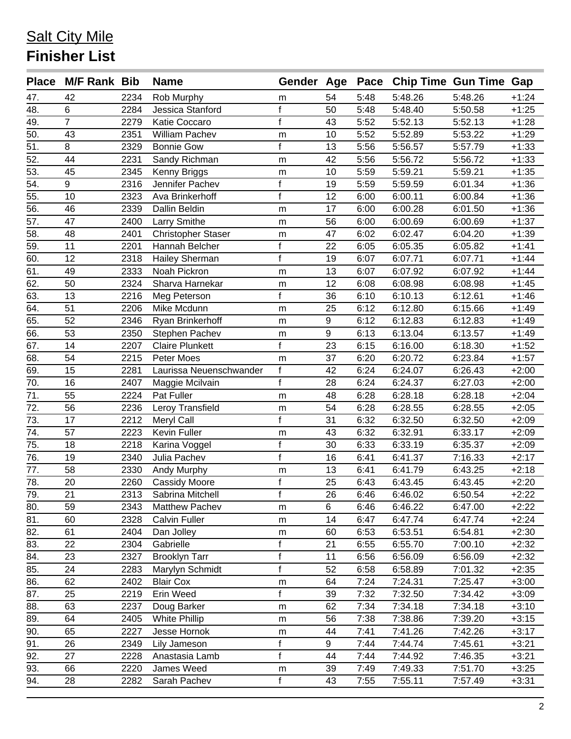# Salt City Mile

## Finisher List

| Place | M/F Rank | Bib | Name | Gender | Age | Pace | Chip Time | Gun Time | Gap |
|---|---|---|---|---|---|---|---|---|---|
| 47. | 42 | 2234 | Rob Murphy | m | 54 | 5:48 | 5:48.26 | 5:48.26 | +1:24 |
| 48. | 6 | 2284 | Jessica Stanford | f | 50 | 5:48 | 5:48.40 | 5:50.58 | +1:25 |
| 49. | 7 | 2279 | Katie Coccaro | f | 43 | 5:52 | 5:52.13 | 5:52.13 | +1:28 |
| 50. | 43 | 2351 | William Pachev | m | 10 | 5:52 | 5:52.89 | 5:53.22 | +1:29 |
| 51. | 8 | 2329 | Bonnie Gow | f | 13 | 5:56 | 5:56.57 | 5:57.79 | +1:33 |
| 52. | 44 | 2231 | Sandy Richman | m | 42 | 5:56 | 5:56.72 | 5:56.72 | +1:33 |
| 53. | 45 | 2345 | Kenny Briggs | m | 10 | 5:59 | 5:59.21 | 5:59.21 | +1:35 |
| 54. | 9 | 2316 | Jennifer Pachev | f | 19 | 5:59 | 5:59.59 | 6:01.34 | +1:36 |
| 55. | 10 | 2323 | Ava Brinkerhoff | f | 12 | 6:00 | 6:00.11 | 6:00.84 | +1:36 |
| 56. | 46 | 2339 | Dallin Beldin | m | 17 | 6:00 | 6:00.28 | 6:01.50 | +1:36 |
| 57. | 47 | 2400 | Larry Smithe | m | 56 | 6:00 | 6:00.69 | 6:00.69 | +1:37 |
| 58. | 48 | 2401 | Christopher Staser | m | 47 | 6:02 | 6:02.47 | 6:04.20 | +1:39 |
| 59. | 11 | 2201 | Hannah Belcher | f | 22 | 6:05 | 6:05.35 | 6:05.82 | +1:41 |
| 60. | 12 | 2318 | Hailey Sherman | f | 19 | 6:07 | 6:07.71 | 6:07.71 | +1:44 |
| 61. | 49 | 2333 | Noah Pickron | m | 13 | 6:07 | 6:07.92 | 6:07.92 | +1:44 |
| 62. | 50 | 2324 | Sharva Harnekar | m | 12 | 6:08 | 6:08.98 | 6:08.98 | +1:45 |
| 63. | 13 | 2216 | Meg Peterson | f | 36 | 6:10 | 6:10.13 | 6:12.61 | +1:46 |
| 64. | 51 | 2206 | Mike Mcdunn | m | 25 | 6:12 | 6:12.80 | 6:15.66 | +1:49 |
| 65. | 52 | 2346 | Ryan Brinkerhoff | m | 9 | 6:12 | 6:12.83 | 6:12.83 | +1:49 |
| 66. | 53 | 2350 | Stephen Pachev | m | 9 | 6:13 | 6:13.04 | 6:13.57 | +1:49 |
| 67. | 14 | 2207 | Claire Plunkett | f | 23 | 6:15 | 6:16.00 | 6:18.30 | +1:52 |
| 68. | 54 | 2215 | Peter Moes | m | 37 | 6:20 | 6:20.72 | 6:23.84 | +1:57 |
| 69. | 15 | 2281 | Laurissa Neuenschwander | f | 42 | 6:24 | 6:24.07 | 6:26.43 | +2:00 |
| 70. | 16 | 2407 | Maggie Mcilvain | f | 28 | 6:24 | 6:24.37 | 6:27.03 | +2:00 |
| 71. | 55 | 2224 | Pat Fuller | m | 48 | 6:28 | 6:28.18 | 6:28.18 | +2:04 |
| 72. | 56 | 2236 | Leroy Transfield | m | 54 | 6:28 | 6:28.55 | 6:28.55 | +2:05 |
| 73. | 17 | 2212 | Meryl Call | f | 31 | 6:32 | 6:32.50 | 6:32.50 | +2:09 |
| 74. | 57 | 2223 | Kevin Fuller | m | 43 | 6:32 | 6:32.91 | 6:33.17 | +2:09 |
| 75. | 18 | 2218 | Karina Voggel | f | 30 | 6:33 | 6:33.19 | 6:35.37 | +2:09 |
| 76. | 19 | 2340 | Julia Pachev | f | 16 | 6:41 | 6:41.37 | 7:16.33 | +2:17 |
| 77. | 58 | 2330 | Andy Murphy | m | 13 | 6:41 | 6:41.79 | 6:43.25 | +2:18 |
| 78. | 20 | 2260 | Cassidy Moore | f | 25 | 6:43 | 6:43.45 | 6:43.45 | +2:20 |
| 79. | 21 | 2313 | Sabrina Mitchell | f | 26 | 6:46 | 6:46.02 | 6:50.54 | +2:22 |
| 80. | 59 | 2343 | Matthew Pachev | m | 6 | 6:46 | 6:46.22 | 6:47.00 | +2:22 |
| 81. | 60 | 2328 | Calvin Fuller | m | 14 | 6:47 | 6:47.74 | 6:47.74 | +2:24 |
| 82. | 61 | 2404 | Dan Jolley | m | 60 | 6:53 | 6:53.51 | 6:54.81 | +2:30 |
| 83. | 22 | 2304 | Gabrielle | f | 21 | 6:55 | 6:55.70 | 7:00.10 | +2:32 |
| 84. | 23 | 2327 | Brooklyn Tarr | f | 11 | 6:56 | 6:56.09 | 6:56.09 | +2:32 |
| 85. | 24 | 2283 | Marylyn Schmidt | f | 52 | 6:58 | 6:58.89 | 7:01.32 | +2:35 |
| 86. | 62 | 2402 | Blair Cox | m | 64 | 7:24 | 7:24.31 | 7:25.47 | +3:00 |
| 87. | 25 | 2219 | Erin Weed | f | 39 | 7:32 | 7:32.50 | 7:34.42 | +3:09 |
| 88. | 63 | 2237 | Doug Barker | m | 62 | 7:34 | 7:34.18 | 7:34.18 | +3:10 |
| 89. | 64 | 2405 | White Phillip | m | 56 | 7:38 | 7:38.86 | 7:39.20 | +3:15 |
| 90. | 65 | 2227 | Jesse Hornok | m | 44 | 7:41 | 7:41.26 | 7:42.26 | +3:17 |
| 91. | 26 | 2349 | Lily Jameson | f | 9 | 7:44 | 7:44.74 | 7:45.61 | +3:21 |
| 92. | 27 | 2228 | Anastasia Lamb | f | 44 | 7:44 | 7:44.92 | 7:46.35 | +3:21 |
| 93. | 66 | 2220 | James Weed | m | 39 | 7:49 | 7:49.33 | 7:51.70 | +3:25 |
| 94. | 28 | 2282 | Sarah Pachev | f | 43 | 7:55 | 7:55.11 | 7:57.49 | +3:31 |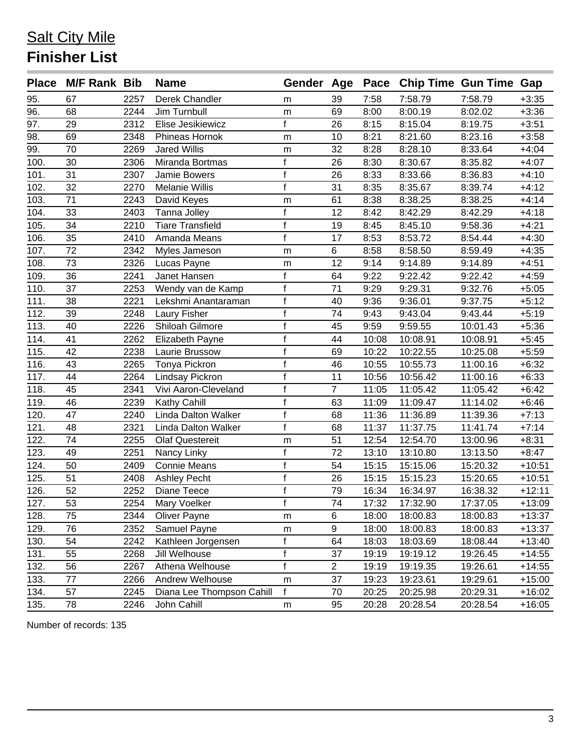# Salt City Mile

## Finisher List

| Place | M/F Rank | Bib | Name | Gender | Age | Pace | Chip Time | Gun Time | Gap |
|---|---|---|---|---|---|---|---|---|---|
| 95. | 67 | 2257 | Derek Chandler | m | 39 | 7:58 | 7:58.79 | 7:58.79 | +3:35 |
| 96. | 68 | 2244 | Jim Turnbull | m | 69 | 8:00 | 8:00.19 | 8:02.02 | +3:36 |
| 97. | 29 | 2312 | Elise Jesikiewicz | f | 26 | 8:15 | 8:15.04 | 8:19.75 | +3:51 |
| 98. | 69 | 2348 | Phineas Hornok | m | 10 | 8:21 | 8:21.60 | 8:23.16 | +3:58 |
| 99. | 70 | 2269 | Jared Willis | m | 32 | 8:28 | 8:28.10 | 8:33.64 | +4:04 |
| 100. | 30 | 2306 | Miranda Bortmas | f | 26 | 8:30 | 8:30.67 | 8:35.82 | +4:07 |
| 101. | 31 | 2307 | Jamie Bowers | f | 26 | 8:33 | 8:33.66 | 8:36.83 | +4:10 |
| 102. | 32 | 2270 | Melanie Willis | f | 31 | 8:35 | 8:35.67 | 8:39.74 | +4:12 |
| 103. | 71 | 2243 | David Keyes | m | 61 | 8:38 | 8:38.25 | 8:38.25 | +4:14 |
| 104. | 33 | 2403 | Tanna Jolley | f | 12 | 8:42 | 8:42.29 | 8:42.29 | +4:18 |
| 105. | 34 | 2210 | Tiare Transfield | f | 19 | 8:45 | 8:45.10 | 9:58.36 | +4:21 |
| 106. | 35 | 2410 | Amanda Means | f | 17 | 8:53 | 8:53.72 | 8:54.44 | +4:30 |
| 107. | 72 | 2342 | Myles Jameson | m | 6 | 8:58 | 8:58.50 | 8:59.49 | +4:35 |
| 108. | 73 | 2326 | Lucas Payne | m | 12 | 9:14 | 9:14.89 | 9:14.89 | +4:51 |
| 109. | 36 | 2241 | Janet Hansen | f | 64 | 9:22 | 9:22.42 | 9:22.42 | +4:59 |
| 110. | 37 | 2253 | Wendy van de Kamp | f | 71 | 9:29 | 9:29.31 | 9:32.76 | +5:05 |
| 111. | 38 | 2221 | Lekshmi Anantaraman | f | 40 | 9:36 | 9:36.01 | 9:37.75 | +5:12 |
| 112. | 39 | 2248 | Laury Fisher | f | 74 | 9:43 | 9:43.04 | 9:43.44 | +5:19 |
| 113. | 40 | 2226 | Shiloah Gilmore | f | 45 | 9:59 | 9:59.55 | 10:01.43 | +5:36 |
| 114. | 41 | 2262 | Elizabeth Payne | f | 44 | 10:08 | 10:08.91 | 10:08.91 | +5:45 |
| 115. | 42 | 2238 | Laurie Brussow | f | 69 | 10:22 | 10:22.55 | 10:25.08 | +5:59 |
| 116. | 43 | 2265 | Tonya Pickron | f | 46 | 10:55 | 10:55.73 | 11:00.16 | +6:32 |
| 117. | 44 | 2264 | Lindsay Pickron | f | 11 | 10:56 | 10:56.42 | 11:00.16 | +6:33 |
| 118. | 45 | 2341 | Vivi Aaron-Cleveland | f | 7 | 11:05 | 11:05.42 | 11:05.42 | +6:42 |
| 119. | 46 | 2239 | Kathy Cahill | f | 63 | 11:09 | 11:09.47 | 11:14.02 | +6:46 |
| 120. | 47 | 2240 | Linda Dalton Walker | f | 68 | 11:36 | 11:36.89 | 11:39.36 | +7:13 |
| 121. | 48 | 2321 | Linda Dalton Walker | f | 68 | 11:37 | 11:37.75 | 11:41.74 | +7:14 |
| 122. | 74 | 2255 | Olaf Questereit | m | 51 | 12:54 | 12:54.70 | 13:00.96 | +8:31 |
| 123. | 49 | 2251 | Nancy Linky | f | 72 | 13:10 | 13:10.80 | 13:13.50 | +8:47 |
| 124. | 50 | 2409 | Connie Means | f | 54 | 15:15 | 15:15.06 | 15:20.32 | +10:51 |
| 125. | 51 | 2408 | Ashley Pecht | f | 26 | 15:15 | 15:15.23 | 15:20.65 | +10:51 |
| 126. | 52 | 2252 | Diane Teece | f | 79 | 16:34 | 16:34.97 | 16:38.32 | +12:11 |
| 127. | 53 | 2254 | Mary Voelker | f | 74 | 17:32 | 17:32.90 | 17:37.05 | +13:09 |
| 128. | 75 | 2344 | Oliver Payne | m | 6 | 18:00 | 18:00.83 | 18:00.83 | +13:37 |
| 129. | 76 | 2352 | Samuel Payne | m | 9 | 18:00 | 18:00.83 | 18:00.83 | +13:37 |
| 130. | 54 | 2242 | Kathleen Jorgensen | f | 64 | 18:03 | 18:03.69 | 18:08.44 | +13:40 |
| 131. | 55 | 2268 | Jill Welhouse | f | 37 | 19:19 | 19:19.12 | 19:26.45 | +14:55 |
| 132. | 56 | 2267 | Athena Welhouse | f | 2 | 19:19 | 19:19.35 | 19:26.61 | +14:55 |
| 133. | 77 | 2266 | Andrew Welhouse | m | 37 | 19:23 | 19:23.61 | 19:29.61 | +15:00 |
| 134. | 57 | 2245 | Diana Lee Thompson Cahill | f | 70 | 20:25 | 20:25.98 | 20:29.31 | +16:02 |
| 135. | 78 | 2246 | John Cahill | m | 95 | 20:28 | 20:28.54 | 20:28.54 | +16:05 |

Number of records: 135